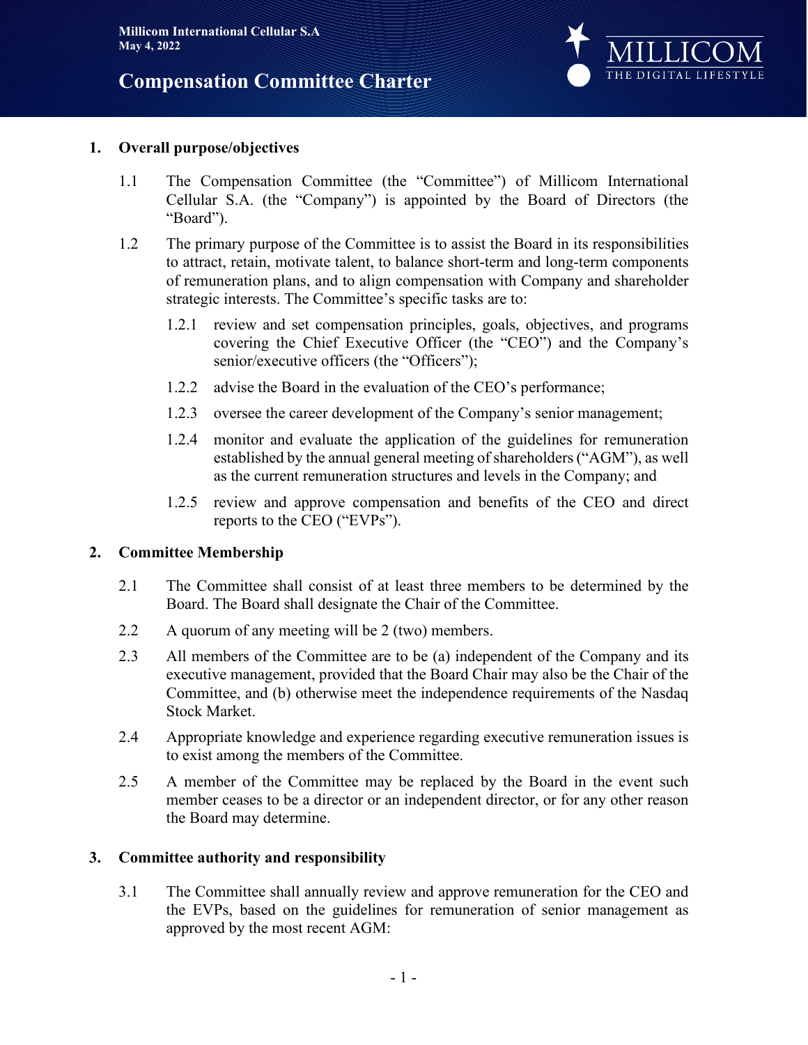Millicom International Cellular S.A
May 4, 2022

# Compensation Committee Charter

## 1. Overall purpose/objectives

1.1 The Compensation Committee (the "Committee") of Millicom International Cellular S.A. (the "Company") is appointed by the Board of Directors (the "Board").

1.2 The primary purpose of the Committee is to assist the Board in its responsibilities to attract, retain, motivate talent, to balance short-term and long-term components of remuneration plans, and to align compensation with Company and shareholder strategic interests. The Committee's specific tasks are to:

1.2.1 review and set compensation principles, goals, objectives, and programs covering the Chief Executive Officer (the "CEO") and the Company's senior/executive officers (the "Officers");

1.2.2 advise the Board in the evaluation of the CEO's performance;

1.2.3 oversee the career development of the Company's senior management;

1.2.4 monitor and evaluate the application of the guidelines for remuneration established by the annual general meeting of shareholders ("AGM"), as well as the current remuneration structures and levels in the Company; and

1.2.5 review and approve compensation and benefits of the CEO and direct reports to the CEO ("EVPs").

## 2. Committee Membership

2.1 The Committee shall consist of at least three members to be determined by the Board. The Board shall designate the Chair of the Committee.

2.2 A quorum of any meeting will be 2 (two) members.

2.3 All members of the Committee are to be (a) independent of the Company and its executive management, provided that the Board Chair may also be the Chair of the Committee, and (b) otherwise meet the independence requirements of the Nasdaq Stock Market.

2.4 Appropriate knowledge and experience regarding executive remuneration issues is to exist among the members of the Committee.

2.5 A member of the Committee may be replaced by the Board in the event such member ceases to be a director or an independent director, or for any other reason the Board may determine.

## 3. Committee authority and responsibility

3.1 The Committee shall annually review and approve remuneration for the CEO and the EVPs, based on the guidelines for remuneration of senior management as approved by the most recent AGM: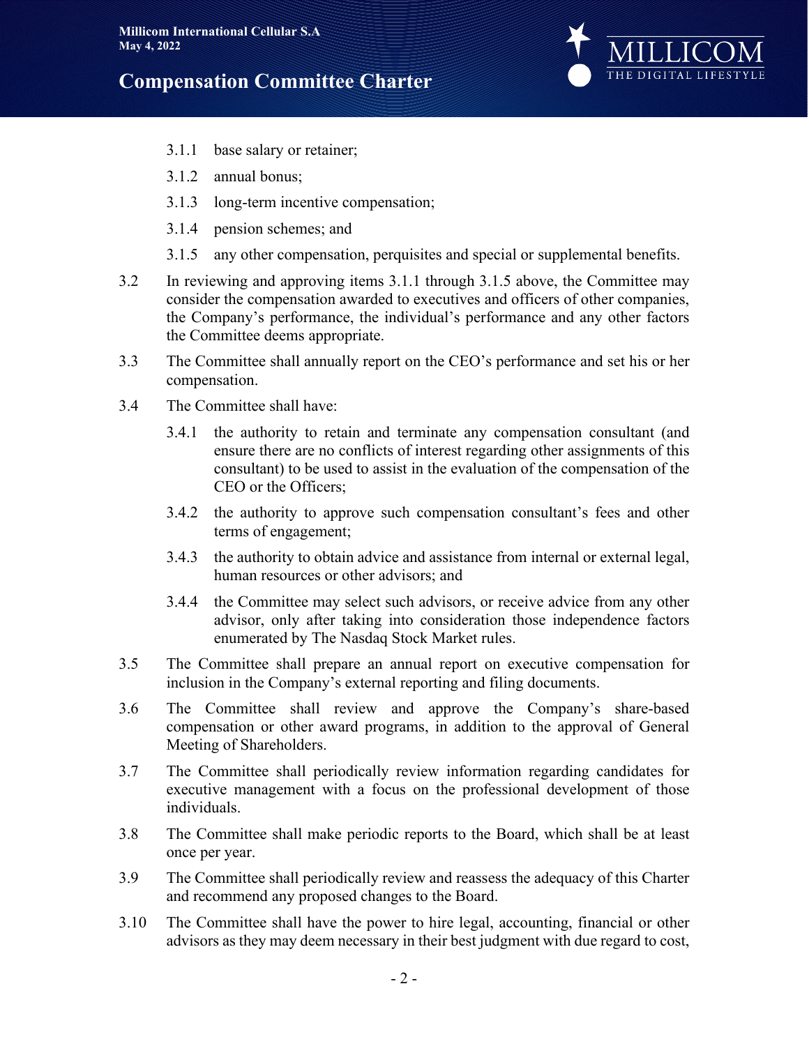3.1.1 base salary or retainer;

3.1.2 annual bonus;

3.1.3 long-term incentive compensation;

3.1.4 pension schemes; and

3.1.5 any other compensation, perquisites and special or supplemental benefits.

3.2 In reviewing and approving items 3.1.1 through 3.1.5 above, the Committee may consider the compensation awarded to executives and officers of other companies, the Company's performance, the individual's performance and any other factors the Committee deems appropriate.

3.3 The Committee shall annually report on the CEO's performance and set his or her compensation.

3.4 The Committee shall have:

3.4.1 the authority to retain and terminate any compensation consultant (and ensure there are no conflicts of interest regarding other assignments of this consultant) to be used to assist in the evaluation of the compensation of the CEO or the Officers;

3.4.2 the authority to approve such compensation consultant's fees and other terms of engagement;

3.4.3 the authority to obtain advice and assistance from internal or external legal, human resources or other advisors; and

3.4.4 the Committee may select such advisors, or receive advice from any other advisor, only after taking into consideration those independence factors enumerated by The Nasdaq Stock Market rules.

3.5 The Committee shall prepare an annual report on executive compensation for inclusion in the Company's external reporting and filing documents.

3.6 The Committee shall review and approve the Company's share-based compensation or other award programs, in addition to the approval of General Meeting of Shareholders.

3.7 The Committee shall periodically review information regarding candidates for executive management with a focus on the professional development of those individuals.

3.8 The Committee shall make periodic reports to the Board, which shall be at least once per year.

3.9 The Committee shall periodically review and reassess the adequacy of this Charter and recommend any proposed changes to the Board.

3.10 The Committee shall have the power to hire legal, accounting, financial or other advisors as they may deem necessary in their best judgment with due regard to cost,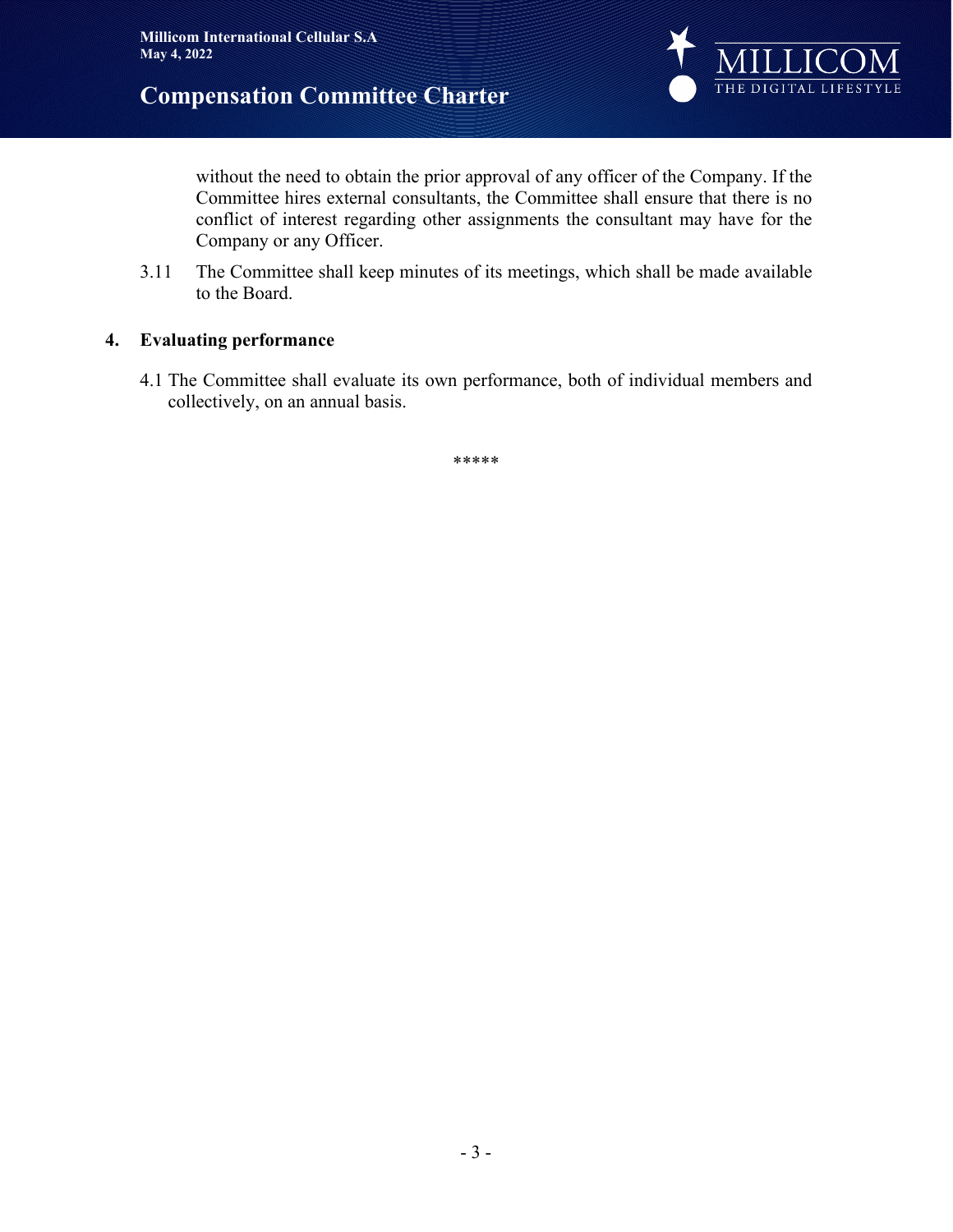without the need to obtain the prior approval of any officer of the Company. If the Committee hires external consultants, the Committee shall ensure that there is no conflict of interest regarding other assignments the consultant may have for the Company or any Officer.

3.11 The Committee shall keep minutes of its meetings, which shall be made available to the Board.

## 4. Evaluating performance

4.1 The Committee shall evaluate its own performance, both of individual members and collectively, on an annual basis.

*****